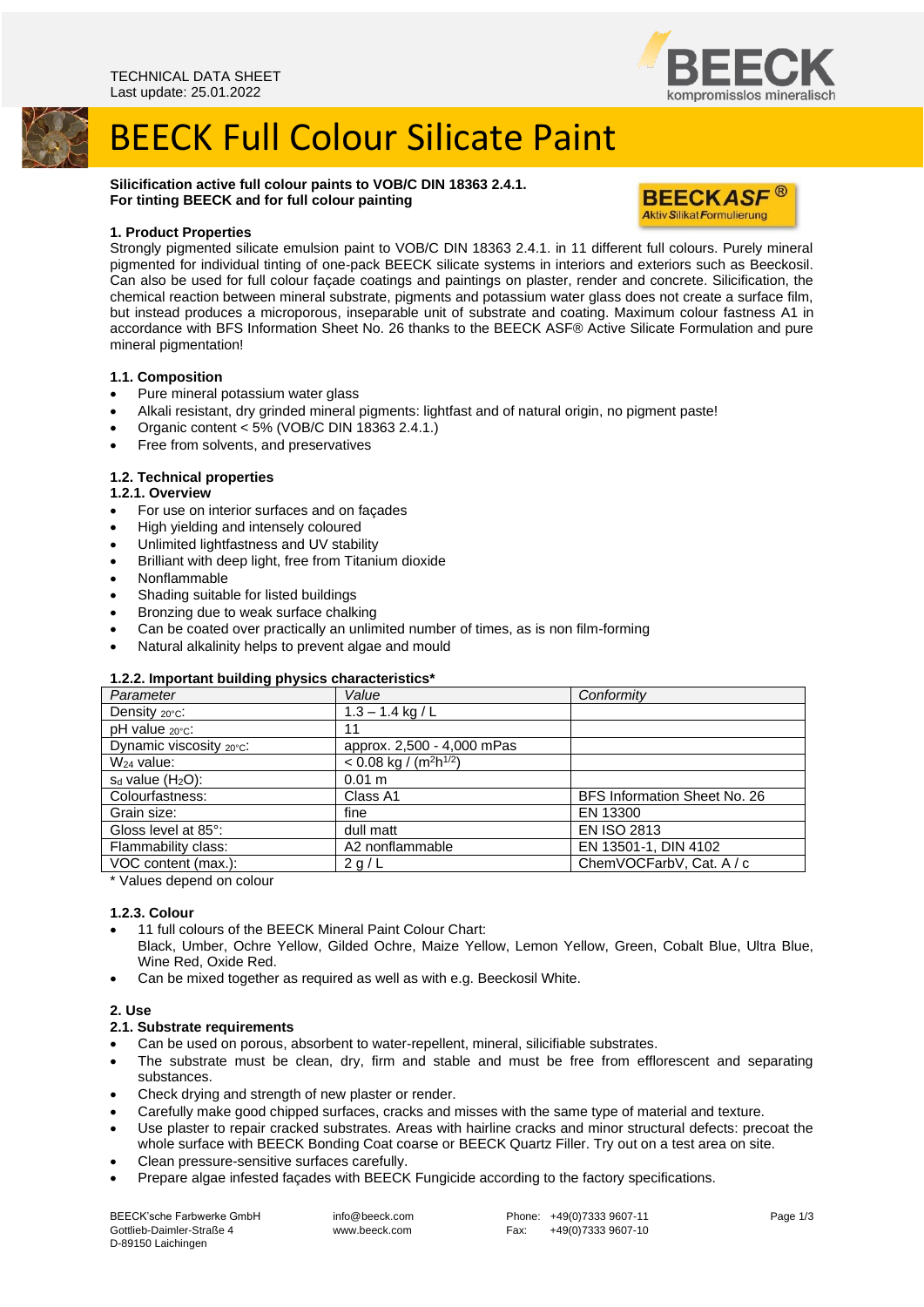TECHNICAL DATA SHEET
Last update: 25.01.2022

# BEECK Full Colour Silicate Paint

**Silicification active full colour paints to VOB/C DIN 18363 2.4.1.**
**For tinting BEECK and for full colour painting**

BEECKASF®
Aktiv Silikat Formulierung

## 1. Product Properties

Strongly pigmented silicate emulsion paint to VOB/C DIN 18363 2.4.1. in 11 different full colours. Purely mineral pigmented for individual tinting of one-pack BEECK silicate systems in interiors and exteriors such as Beeckosil. Can also be used for full colour façade coatings and paintings on plaster, render and concrete. Silicification, the chemical reaction between mineral substrate, pigments and potassium water glass does not create a surface film, but instead produces a microporous, inseparable unit of substrate and coating. Maximum colour fastness A1 in accordance with BFS Information Sheet No. 26 thanks to the BEECK ASF® Active Silicate Formulation and pure mineral pigmentation!

### 1.1. Composition

- Pure mineral potassium water glass
- Alkali resistant, dry grinded mineral pigments: lightfast and of natural origin, no pigment paste!
- Organic content < 5% (VOB/C DIN 18363 2.4.1.)
- Free from solvents, and preservatives

### 1.2. Technical properties

#### 1.2.1. Overview

- For use on interior surfaces and on façades
- High yielding and intensely coloured
- Unlimited lightfastness and UV stability
- Brilliant with deep light, free from Titanium dioxide
- Nonflammable
- Shading suitable for listed buildings
- Bronzing due to weak surface chalking
- Can be coated over practically an unlimited number of times, as is non film-forming
- Natural alkalinity helps to prevent algae and mould

#### 1.2.2. Important building physics characteristics*

| *Parameter* | *Value* | *Conformity* |
|---|---|---|
| Density $_{20°C}$: | 1.3 – 1.4 kg / L | |
| pH value $_{20°C}$: | 11 | |
| Dynamic viscosity $_{20°C}$: | approx. 2,500 - 4,000 mPas | |
| $W_{24}$ value: | < 0.08 kg / ($m^2h^{1/2}$) | |
| $s_d$ value ($H_2O$): | 0.01 m | |
| Colourfastness: | Class A1 | BFS Information Sheet No. 26 |
| Grain size: | fine | EN 13300 |
| Gloss level at 85°: | dull matt | EN ISO 2813 |
| Flammability class: | A2 nonflammable | EN 13501-1, DIN 4102 |
| VOC content (max.): | 2 g / L | ChemVOCFarbV, Cat. A / c |

\* Values depend on colour

#### 1.2.3. Colour

- 11 full colours of the BEECK Mineral Paint Colour Chart:
  Black, Umber, Ochre Yellow, Gilded Ochre, Maize Yellow, Lemon Yellow, Green, Cobalt Blue, Ultra Blue, Wine Red, Oxide Red.
- Can be mixed together as required as well as with e.g. Beeckosil White.

## 2. Use

### 2.1. Substrate requirements

- Can be used on porous, absorbent to water-repellent, mineral, silicifiable substrates.
- The substrate must be clean, dry, firm and stable and must be free from efflorescent and separating substances.
- Check drying and strength of new plaster or render.
- Carefully make good chipped surfaces, cracks and misses with the same type of material and texture.
- Use plaster to repair cracked substrates. Areas with hairline cracks and minor structural defects: precoat the whole surface with BEECK Bonding Coat coarse or BEECK Quartz Filler. Try out on a test area on site.
- Clean pressure-sensitive surfaces carefully.
- Prepare algae infested façades with BEECK Fungicide according to the factory specifications.

BEECK'sche Farbwerke GmbH
Gottlieb-Daimler-Straße 4
D-89150 Laichingen

info@beeck.com
www.beeck.com

Phone: +49(0)7333 9607-11
Fax: +49(0)7333 9607-10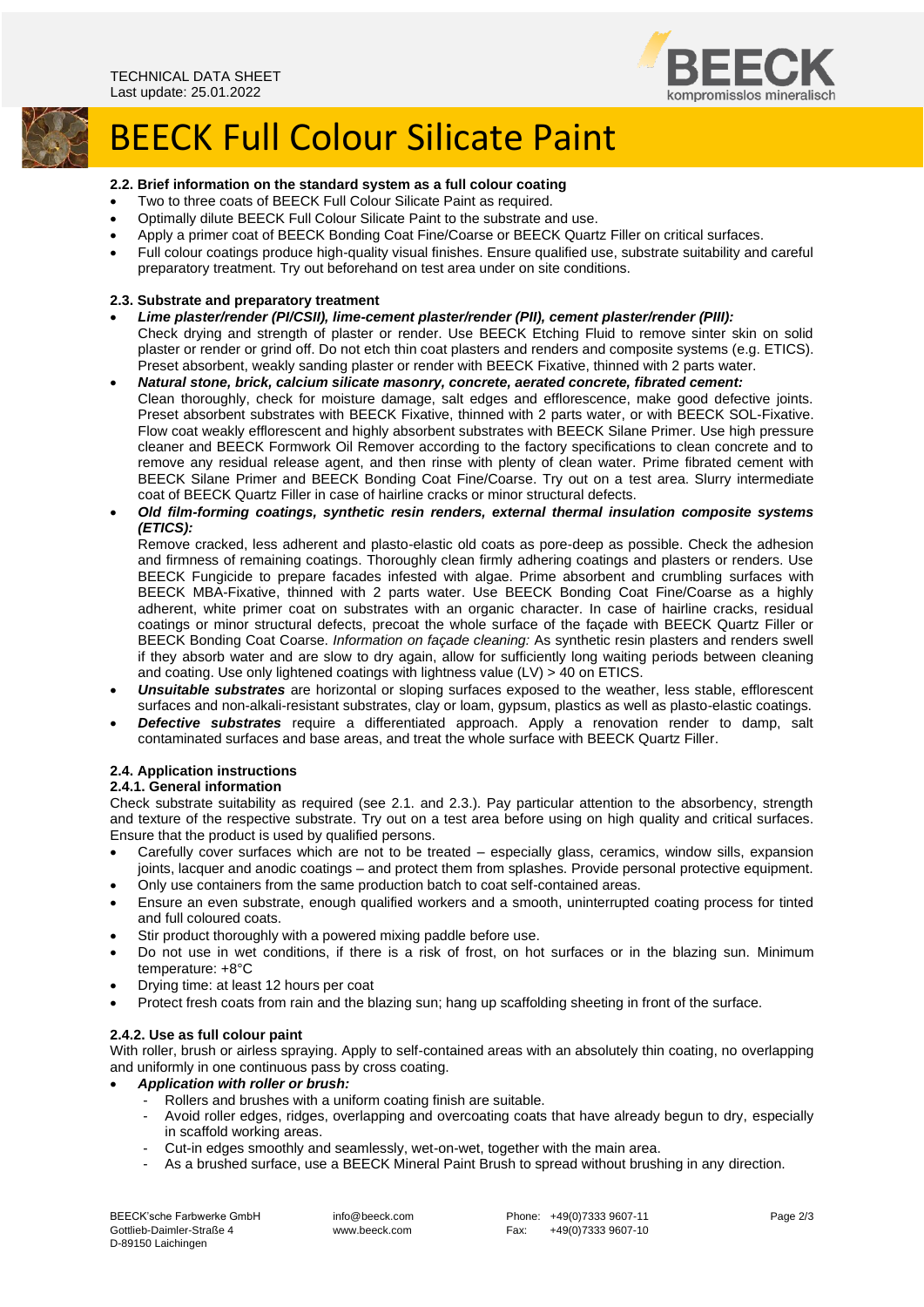## 2.2. Brief information on the standard system as a full colour coating

- Two to three coats of BEECK Full Colour Silicate Paint as required.
- Optimally dilute BEECK Full Colour Silicate Paint to the substrate and use.
- Apply a primer coat of BEECK Bonding Coat Fine/Coarse or BEECK Quartz Filler on critical surfaces.
- Full colour coatings produce high-quality visual finishes. Ensure qualified use, substrate suitability and careful preparatory treatment. Try out beforehand on test area under on site conditions.

## 2.3. Substrate and preparatory treatment

- ***Lime plaster/render (PI/CSII), lime-cement plaster/render (PII), cement plaster/render (PIII):***
  Check drying and strength of plaster or render. Use BEECK Etching Fluid to remove sinter skin on solid plaster or render or grind off. Do not etch thin coat plasters and renders and composite systems (e.g. ETICS). Preset absorbent, weakly sanding plaster or render with BEECK Fixative, thinned with 2 parts water.
- ***Natural stone, brick, calcium silicate masonry, concrete, aerated concrete, fibrated cement:***
  Clean thoroughly, check for moisture damage, salt edges and efflorescence, make good defective joints. Preset absorbent substrates with BEECK Fixative, thinned with 2 parts water, or with BEECK SOL-Fixative. Flow coat weakly efflorescent and highly absorbent substrates with BEECK Silane Primer. Use high pressure cleaner and BEECK Formwork Oil Remover according to the factory specifications to clean concrete and to remove any residual release agent, and then rinse with plenty of clean water. Prime fibrated cement with BEECK Silane Primer and BEECK Bonding Coat Fine/Coarse. Try out on a test area. Slurry intermediate coat of BEECK Quartz Filler in case of hairline cracks or minor structural defects.
- ***Old film-forming coatings, synthetic resin renders, external thermal insulation composite systems (ETICS):***
  Remove cracked, less adherent and plasto-elastic old coats as pore-deep as possible. Check the adhesion and firmness of remaining coatings. Thoroughly clean firmly adhering coatings and plasters or renders. Use BEECK Fungicide to prepare facades infested with algae. Prime absorbent and crumbling surfaces with BEECK MBA-Fixative, thinned with 2 parts water. Use BEECK Bonding Coat Fine/Coarse as a highly adherent, white primer coat on substrates with an organic character. In case of hairline cracks, residual coatings or minor structural defects, precoat the whole surface of the façade with BEECK Quartz Filler or BEECK Bonding Coat Coarse. *Information on façade cleaning:* As synthetic resin plasters and renders swell if they absorb water and are slow to dry again, allow for sufficiently long waiting periods between cleaning and coating. Use only lightened coatings with lightness value (LV) > 40 on ETICS.
- ***Unsuitable substrates*** are horizontal or sloping surfaces exposed to the weather, less stable, efflorescent surfaces and non-alkali-resistant substrates, clay or loam, gypsum, plastics as well as plasto-elastic coatings.
- ***Defective substrates*** require a differentiated approach. Apply a renovation render to damp, salt contaminated surfaces and base areas, and treat the whole surface with BEECK Quartz Filler.

## 2.4. Application instructions

### 2.4.1. General information

Check substrate suitability as required (see 2.1. and 2.3.). Pay particular attention to the absorbency, strength and texture of the respective substrate. Try out on a test area before using on high quality and critical surfaces. Ensure that the product is used by qualified persons.

- Carefully cover surfaces which are not to be treated – especially glass, ceramics, window sills, expansion joints, lacquer and anodic coatings – and protect them from splashes. Provide personal protective equipment.
- Only use containers from the same production batch to coat self-contained areas.
- Ensure an even substrate, enough qualified workers and a smooth, uninterrupted coating process for tinted and full coloured coats.
- Stir product thoroughly with a powered mixing paddle before use.
- Do not use in wet conditions, if there is a risk of frost, on hot surfaces or in the blazing sun. Minimum temperature: +8°C
- Drying time: at least 12 hours per coat
- Protect fresh coats from rain and the blazing sun; hang up scaffolding sheeting in front of the surface.

### 2.4.2. Use as full colour paint

With roller, brush or airless spraying. Apply to self-contained areas with an absolutely thin coating, no overlapping and uniformly in one continuous pass by cross coating.

- ***Application with roller or brush:***
  - Rollers and brushes with a uniform coating finish are suitable.
  - Avoid roller edges, ridges, overlapping and overcoating coats that have already begun to dry, especially in scaffold working areas.
  - Cut-in edges smoothly and seamlessly, wet-on-wet, together with the main area.
  - As a brushed surface, use a BEECK Mineral Paint Brush to spread without brushing in any direction.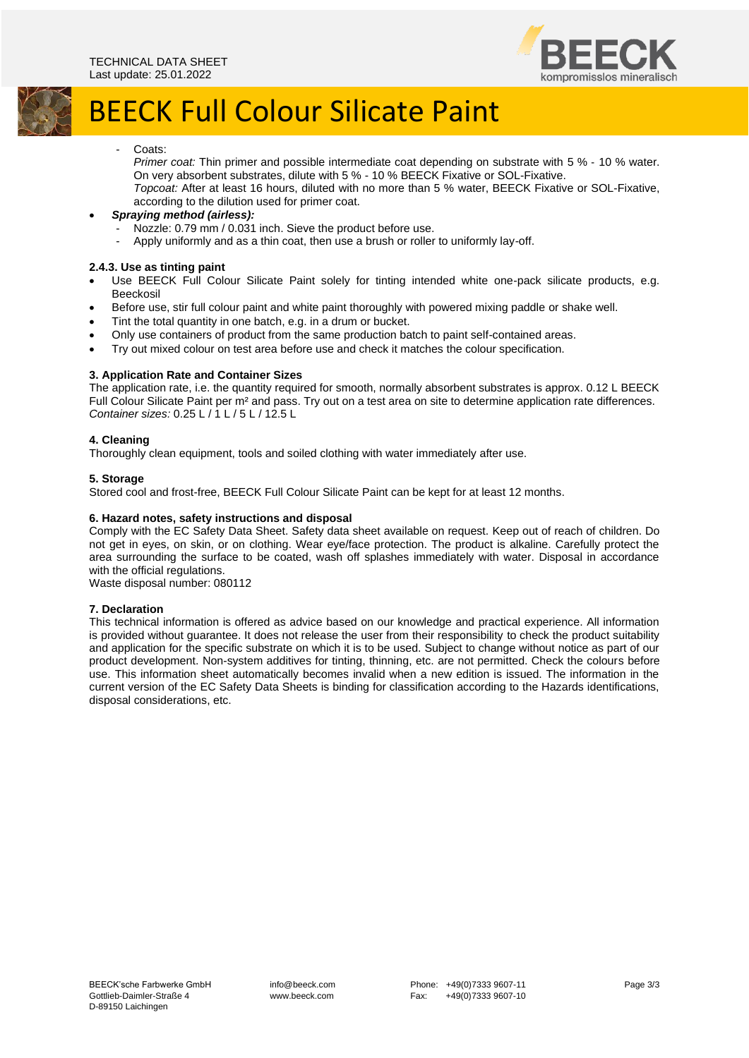- Coats:
  *Primer coat:* Thin primer and possible intermediate coat depending on substrate with 5 % - 10 % water. On very absorbent substrates, dilute with 5 % - 10 % BEECK Fixative or SOL-Fixative.
  *Topcoat:* After at least 16 hours, diluted with no more than 5 % water, BEECK Fixative or SOL-Fixative, according to the dilution used for primer coat.

- ***Spraying method (airless):***
  - Nozzle: 0.79 mm / 0.031 inch. Sieve the product before use.
  - Apply uniformly and as a thin coat, then use a brush or roller to uniformly lay-off.

### 2.4.3. Use as tinting paint

- Use BEECK Full Colour Silicate Paint solely for tinting intended white one-pack silicate products, e.g. Beeckosil
- Before use, stir full colour paint and white paint thoroughly with powered mixing paddle or shake well.
- Tint the total quantity in one batch, e.g. in a drum or bucket.
- Only use containers of product from the same production batch to paint self-contained areas.
- Try out mixed colour on test area before use and check it matches the colour specification.

## 3. Application Rate and Container Sizes

The application rate, i.e. the quantity required for smooth, normally absorbent substrates is approx. 0.12 L BEECK Full Colour Silicate Paint per m² and pass. Try out on a test area on site to determine application rate differences.
*Container sizes:* 0.25 L / 1 L / 5 L / 12.5 L

## 4. Cleaning

Thoroughly clean equipment, tools and soiled clothing with water immediately after use.

## 5. Storage

Stored cool and frost-free, BEECK Full Colour Silicate Paint can be kept for at least 12 months.

## 6. Hazard notes, safety instructions and disposal

Comply with the EC Safety Data Sheet. Safety data sheet available on request. Keep out of reach of children. Do not get in eyes, on skin, or on clothing. Wear eye/face protection. The product is alkaline. Carefully protect the area surrounding the surface to be coated, wash off splashes immediately with water. Disposal in accordance with the official regulations.
Waste disposal number: 080112

## 7. Declaration

This technical information is offered as advice based on our knowledge and practical experience. All information is provided without guarantee. It does not release the user from their responsibility to check the product suitability and application for the specific substrate on which it is to be used. Subject to change without notice as part of our product development. Non-system additives for tinting, thinning, etc. are not permitted. Check the colours before use. This information sheet automatically becomes invalid when a new edition is issued. The information in the current version of the EC Safety Data Sheets is binding for classification according to the Hazards identifications, disposal considerations, etc.